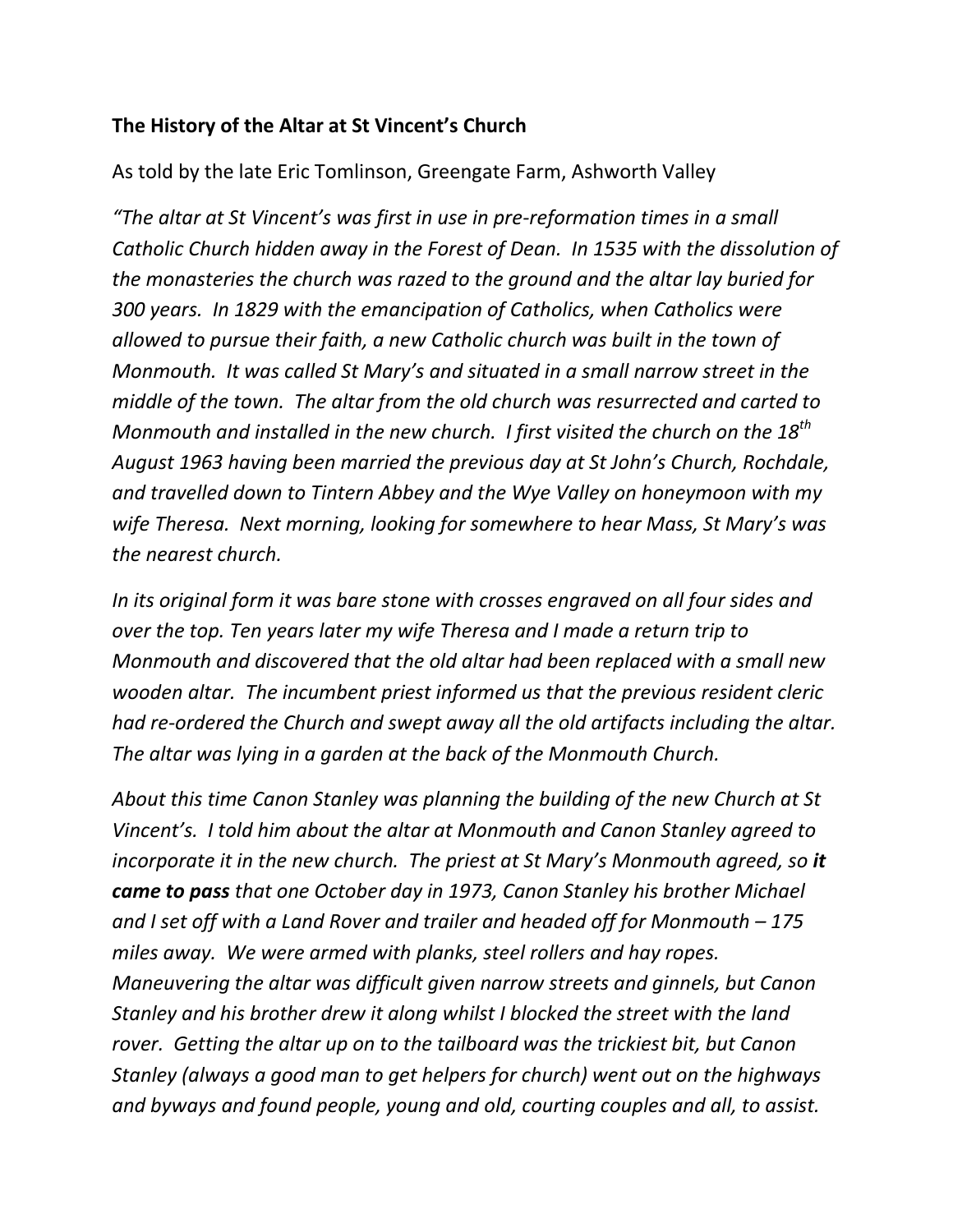**The History of the Altar at St Vincent's Church**

As told by the late Eric Tomlinson, Greengate Farm, Ashworth Valley

*"The altar at St Vincent's was first in use in pre-reformation times in a small Catholic Church hidden away in the Forest of Dean. In 1535 with the dissolution of the monasteries the church was razed to the ground and the altar lay buried for 300 years. In 1829 with the emancipation of Catholics, when Catholics were allowed to pursue their faith, a new Catholic church was built in the town of Monmouth. It was called St Mary's and situated in a small narrow street in the middle of the town. The altar from the old church was resurrected and carted to Monmouth and installed in the new church. I first visited the church on the 18th August 1963 having been married the previous day at St John's Church, Rochdale, and travelled down to Tintern Abbey and the Wye Valley on honeymoon with my wife Theresa. Next morning, looking for somewhere to hear Mass, St Mary's was the nearest church.*

*In its original form it was bare stone with crosses engraved on all four sides and over the top. Ten years later my wife Theresa and I made a return trip to Monmouth and discovered that the old altar had been replaced with a small new wooden altar. The incumbent priest informed us that the previous resident cleric had re-ordered the Church and swept away all the old artifacts including the altar. The altar was lying in a garden at the back of the Monmouth Church.*

*About this time Canon Stanley was planning the building of the new Church at St Vincent's. I told him about the altar at Monmouth and Canon Stanley agreed to incorporate it in the new church. The priest at St Mary's Monmouth agreed, so* ***it came to pass*** *that one October day in 1973, Canon Stanley his brother Michael and I set off with a Land Rover and trailer and headed off for Monmouth – 175 miles away. We were armed with planks, steel rollers and hay ropes. Maneuvering the altar was difficult given narrow streets and ginnels, but Canon Stanley and his brother drew it along whilst I blocked the street with the land rover. Getting the altar up on to the tailboard was the trickiest bit, but Canon Stanley (always a good man to get helpers for church) went out on the highways and byways and found people, young and old, courting couples and all, to assist.*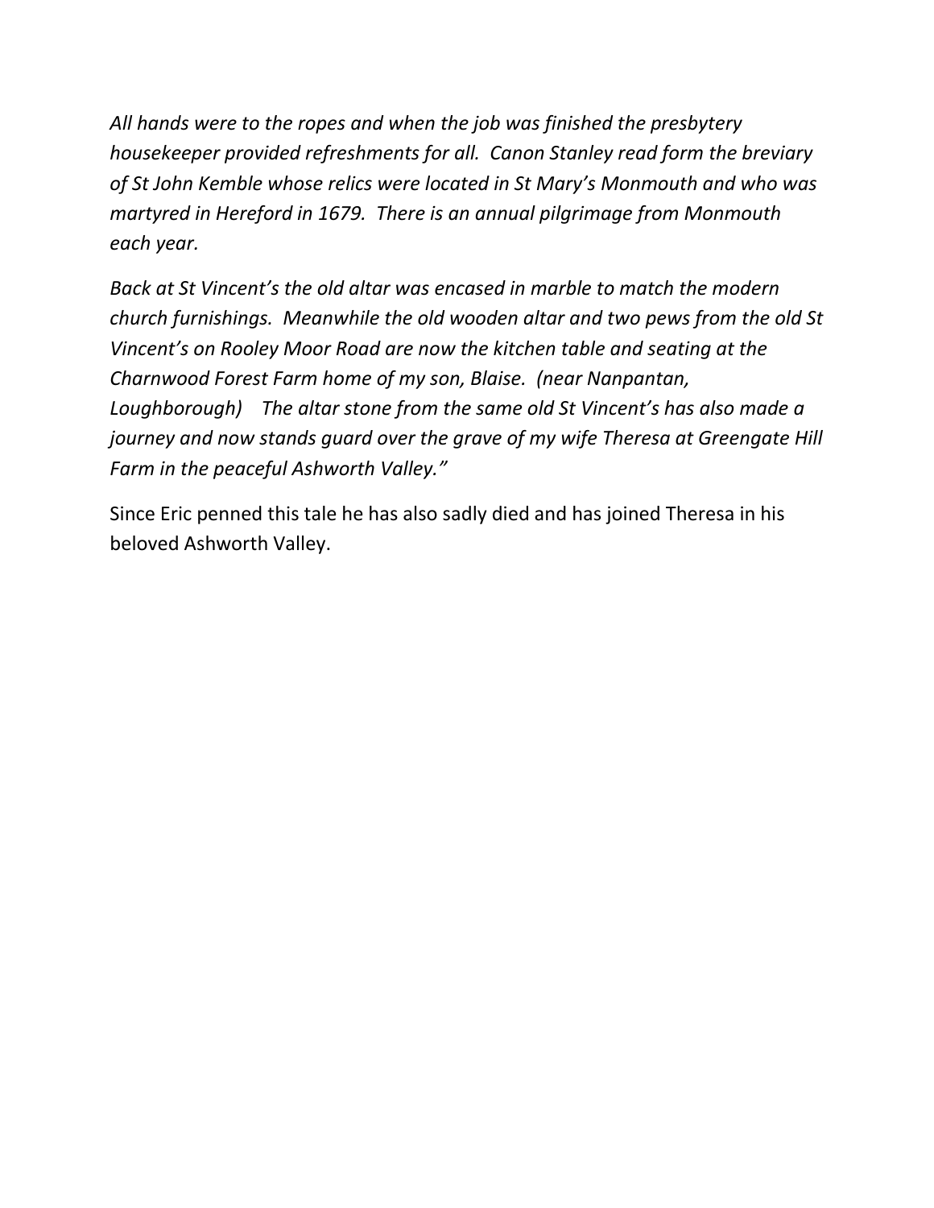*All hands were to the ropes and when the job was finished the presbytery housekeeper provided refreshments for all. Canon Stanley read form the breviary of St John Kemble whose relics were located in St Mary's Monmouth and who was martyred in Hereford in 1679. There is an annual pilgrimage from Monmouth each year.*

*Back at St Vincent's the old altar was encased in marble to match the modern church furnishings. Meanwhile the old wooden altar and two pews from the old St Vincent's on Rooley Moor Road are now the kitchen table and seating at the Charnwood Forest Farm home of my son, Blaise. (near Nanpantan, Loughborough) The altar stone from the same old St Vincent's has also made a journey and now stands guard over the grave of my wife Theresa at Greengate Hill Farm in the peaceful Ashworth Valley."*

Since Eric penned this tale he has also sadly died and has joined Theresa in his beloved Ashworth Valley.